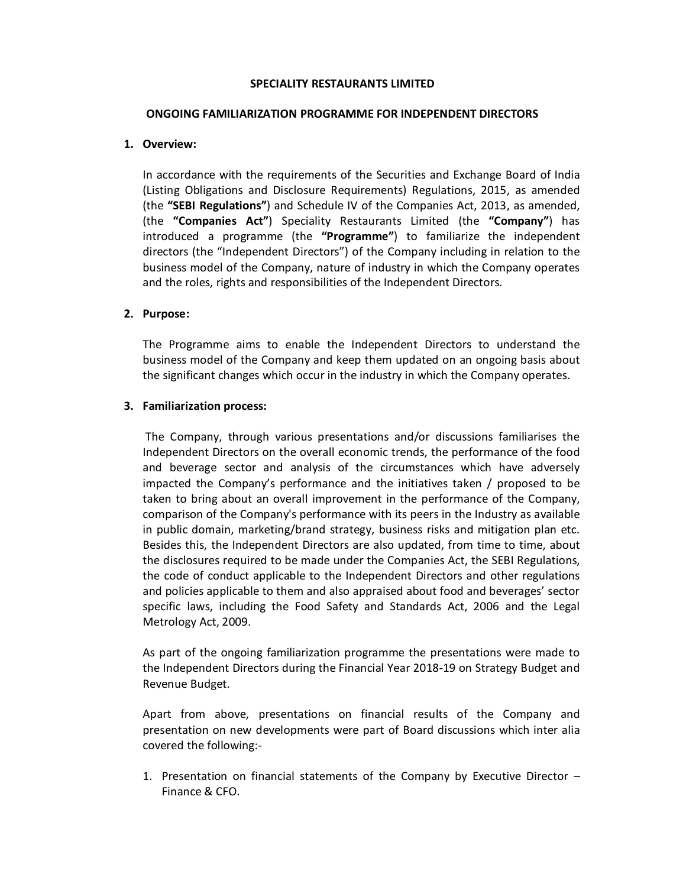# SPECIALITY RESTAURANTS LIMITED

## ONGOING FAMILIARIZATION PROGRAMME FOR INDEPENDENT DIRECTORS

### 1. Overview:

In accordance with the requirements of the Securities and Exchange Board of India (Listing Obligations and Disclosure Requirements) Regulations, 2015, as amended (the **"SEBI Regulations"**) and Schedule IV of the Companies Act, 2013, as amended, (the **"Companies Act"**) Speciality Restaurants Limited (the **"Company"**) has introduced a programme (the **"Programme"**) to familiarize the independent directors (the "Independent Directors") of the Company including in relation to the business model of the Company, nature of industry in which the Company operates and the roles, rights and responsibilities of the Independent Directors.

### 2. Purpose:

The Programme aims to enable the Independent Directors to understand the business model of the Company and keep them updated on an ongoing basis about the significant changes which occur in the industry in which the Company operates.

### 3. Familiarization process:

The Company, through various presentations and/or discussions familiarises the Independent Directors on the overall economic trends, the performance of the food and beverage sector and analysis of the circumstances which have adversely impacted the Company's performance and the initiatives taken / proposed to be taken to bring about an overall improvement in the performance of the Company, comparison of the Company's performance with its peers in the Industry as available in public domain, marketing/brand strategy, business risks and mitigation plan etc. Besides this, the Independent Directors are also updated, from time to time, about the disclosures required to be made under the Companies Act, the SEBI Regulations, the code of conduct applicable to the Independent Directors and other regulations and policies applicable to them and also appraised about food and beverages' sector specific laws, including the Food Safety and Standards Act, 2006 and the Legal Metrology Act, 2009.

As part of the ongoing familiarization programme the presentations were made to the Independent Directors during the Financial Year 2018-19 on Strategy Budget and Revenue Budget.

Apart from above, presentations on financial results of the Company and presentation on new developments were part of Board discussions which inter alia covered the following:-

1. Presentation on financial statements of the Company by Executive Director – Finance & CFO.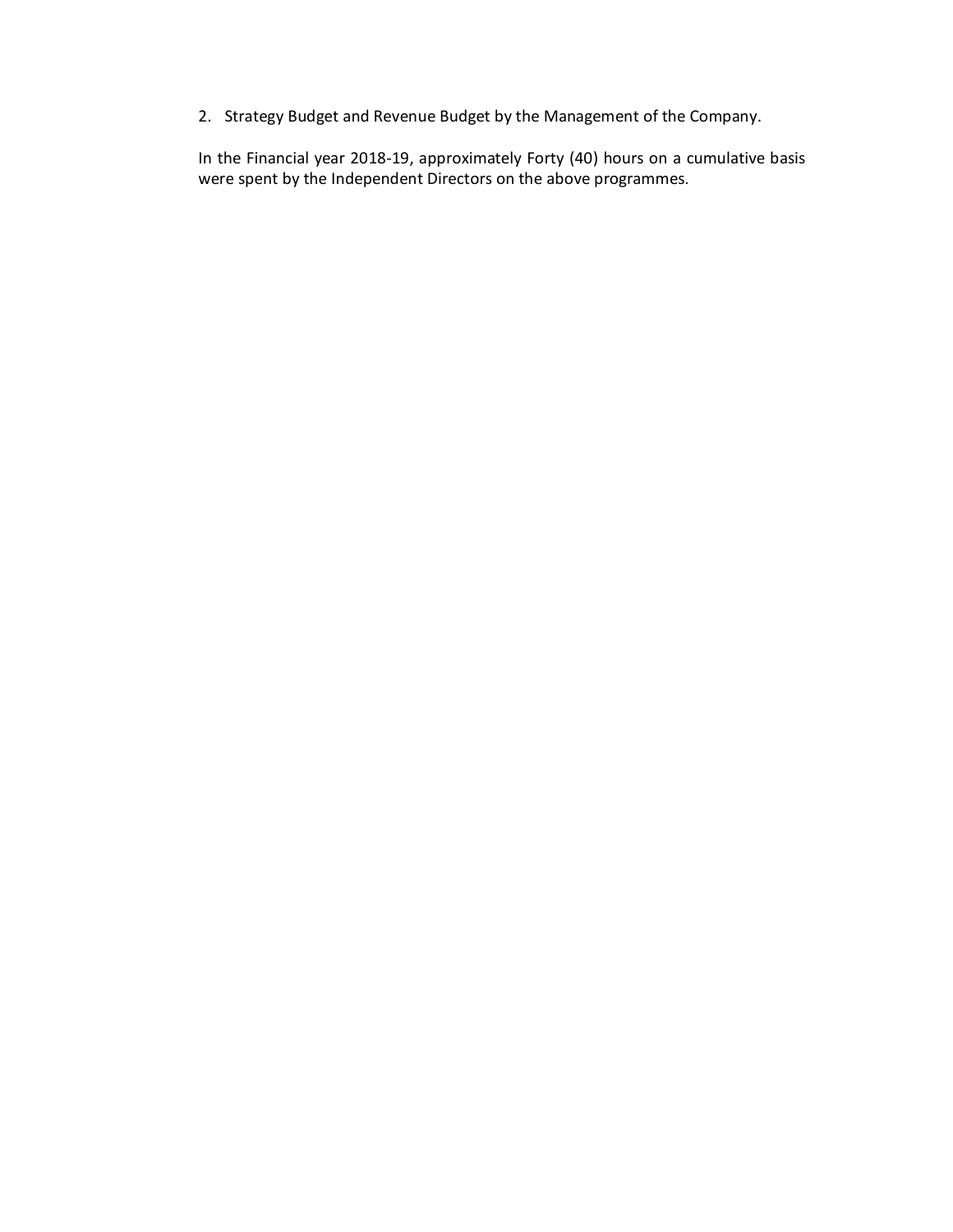2. Strategy Budget and Revenue Budget by the Management of the Company.

In the Financial year 2018-19, approximately Forty (40) hours on a cumulative basis were spent by the Independent Directors on the above programmes.